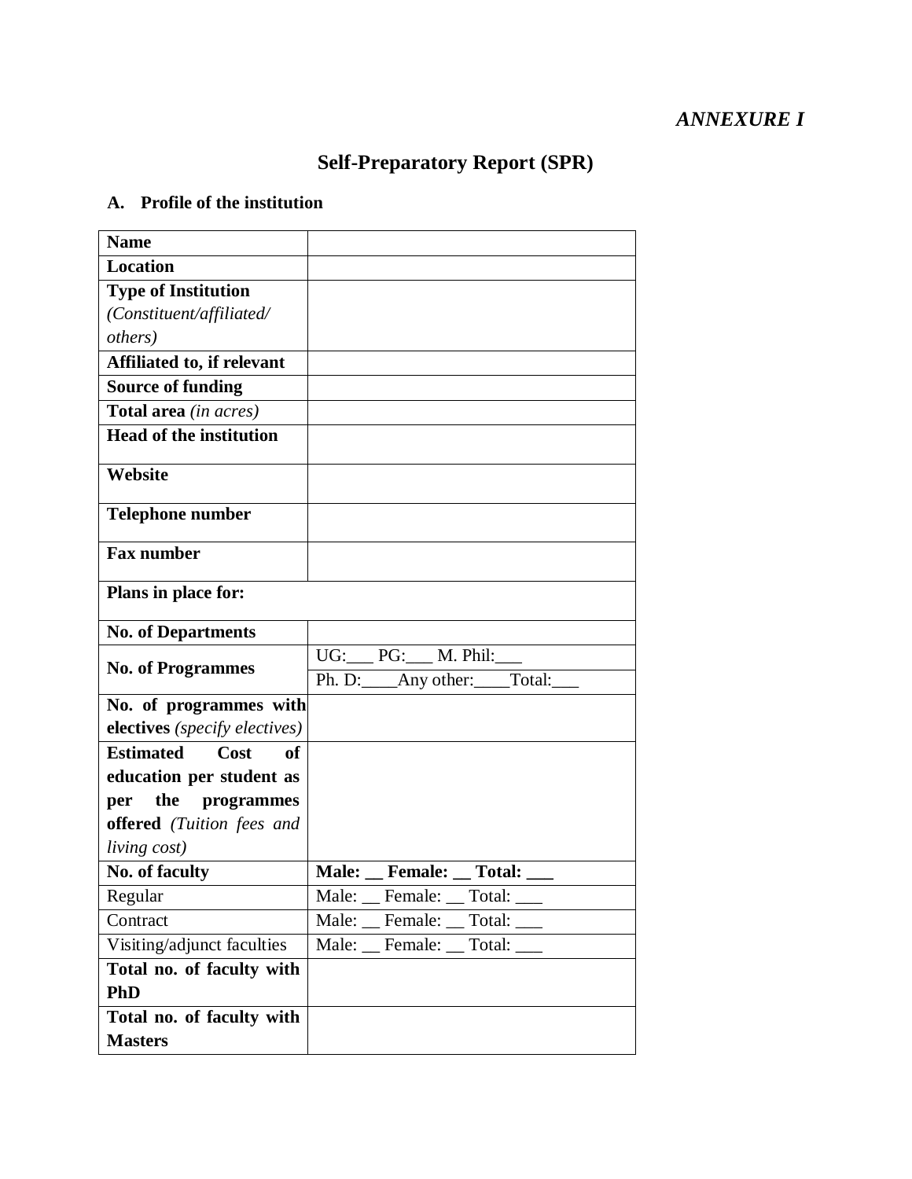*ANNEXURE I*

# Self-Preparatory Report (SPR)

## A. Profile of the institution

| | |
|---|---|
| **Name** | |
| **Location** | |
| **Type of Institution** *(Constituent/affiliated/ others)* | |
| **Affiliated to, if relevant** | |
| **Source of funding** | |
| **Total area** *(in acres)* | |
| **Head of the institution** | |
| **Website** | |
| **Telephone number** | |
| **Fax number** | |
| **Plans in place for:** | |
| **No. of Departments** | |
| **No. of Programmes** | UG:___ PG:___ M. Phil:___ |
| | Ph. D:____Any other:____Total:___ |
| **No. of programmes with electives** *(specify electives)* | |
| **Estimated Cost of education per student as per the programmes offered** *(Tuition fees and living cost)* | |
| **No. of faculty** | **Male: __ Female: __ Total: ___** |
| Regular | Male: __ Female: __ Total: ___ |
| Contract | Male: __ Female: __ Total: ___ |
| Visiting/adjunct faculties | Male: __ Female: __ Total: ___ |
| **Total no. of faculty with PhD** | |
| **Total no. of faculty with Masters** | |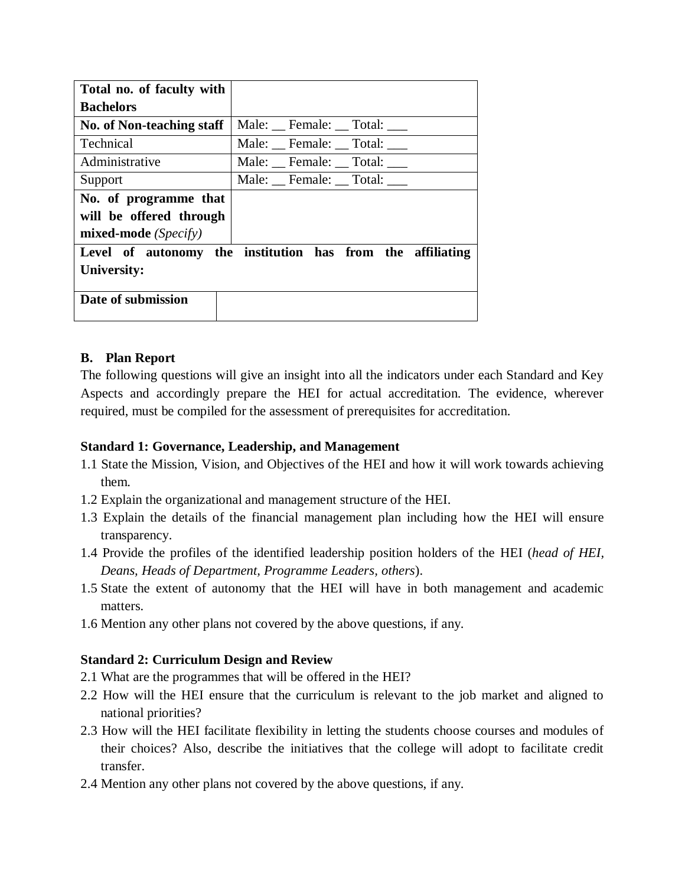| | |
|---|---|
| **Total no. of faculty with Bachelors** | |
| **No. of Non-teaching staff** | Male: __ Female: __ Total: ___ |
| Technical | Male: __ Female: __ Total: ___ |
| Administrative | Male: __ Female: __ Total: ___ |
| Support | Male: __ Female: __ Total: ___ |
| **No. of programme that will be offered through mixed-mode** *(Specify)* | |
| **Level of autonomy the institution has from the affiliating University:** | |
| **Date of submission** | |

**B. Plan Report**

The following questions will give an insight into all the indicators under each Standard and Key Aspects and accordingly prepare the HEI for actual accreditation. The evidence, wherever required, must be compiled for the assessment of prerequisites for accreditation.

**Standard 1: Governance, Leadership, and Management**

1.1 State the Mission, Vision, and Objectives of the HEI and how it will work towards achieving them.

1.2 Explain the organizational and management structure of the HEI.

1.3 Explain the details of the financial management plan including how the HEI will ensure transparency.

1.4 Provide the profiles of the identified leadership position holders of the HEI (*head of HEI, Deans, Heads of Department, Programme Leaders, others*).

1.5 State the extent of autonomy that the HEI will have in both management and academic matters.

1.6 Mention any other plans not covered by the above questions, if any.

**Standard 2: Curriculum Design and Review**

2.1 What are the programmes that will be offered in the HEI?

2.2 How will the HEI ensure that the curriculum is relevant to the job market and aligned to national priorities?

2.3 How will the HEI facilitate flexibility in letting the students choose courses and modules of their choices? Also, describe the initiatives that the college will adopt to facilitate credit transfer.

2.4 Mention any other plans not covered by the above questions, if any.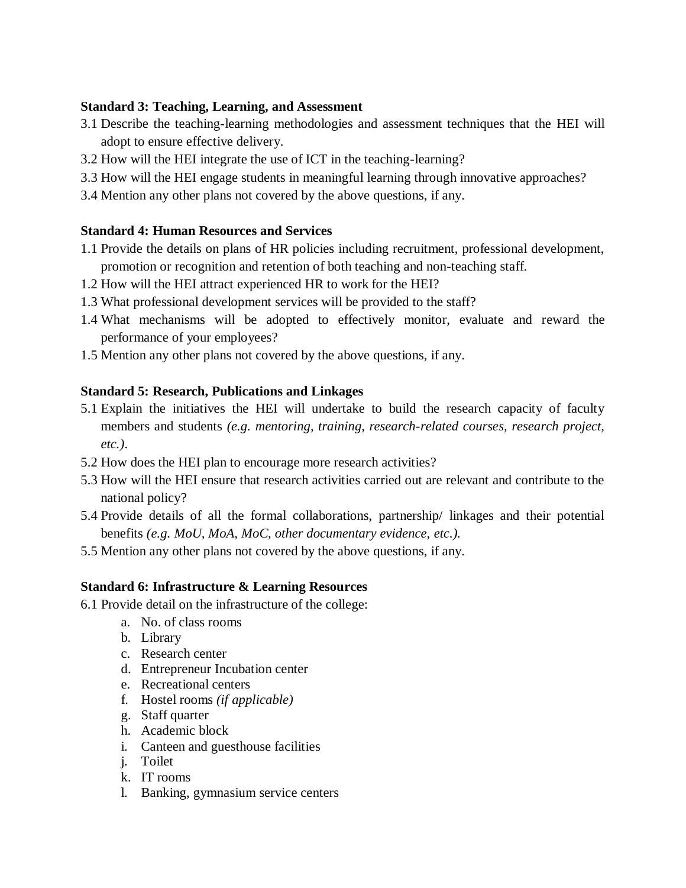**Standard 3: Teaching, Learning, and Assessment**

3.1 Describe the teaching-learning methodologies and assessment techniques that the HEI will adopt to ensure effective delivery.

3.2 How will the HEI integrate the use of ICT in the teaching-learning?

3.3 How will the HEI engage students in meaningful learning through innovative approaches?

3.4 Mention any other plans not covered by the above questions, if any.

**Standard 4: Human Resources and Services**

1.1 Provide the details on plans of HR policies including recruitment, professional development, promotion or recognition and retention of both teaching and non-teaching staff.

1.2 How will the HEI attract experienced HR to work for the HEI?

1.3 What professional development services will be provided to the staff?

1.4 What mechanisms will be adopted to effectively monitor, evaluate and reward the performance of your employees?

1.5 Mention any other plans not covered by the above questions, if any.

**Standard 5: Research, Publications and Linkages**

5.1 Explain the initiatives the HEI will undertake to build the research capacity of faculty members and students *(e.g. mentoring, training, research-related courses, research project, etc.)*.

5.2 How does the HEI plan to encourage more research activities?

5.3 How will the HEI ensure that research activities carried out are relevant and contribute to the national policy?

5.4 Provide details of all the formal collaborations, partnership/ linkages and their potential benefits *(e.g. MoU, MoA, MoC, other documentary evidence, etc.).*

5.5 Mention any other plans not covered by the above questions, if any.

**Standard 6: Infrastructure & Learning Resources**

6.1 Provide detail on the infrastructure of the college:

a. No. of class rooms
b. Library
c. Research center
d. Entrepreneur Incubation center
e. Recreational centers
f. Hostel rooms *(if applicable)*
g. Staff quarter
h. Academic block
i. Canteen and guesthouse facilities
j. Toilet
k. IT rooms
l. Banking, gymnasium service centers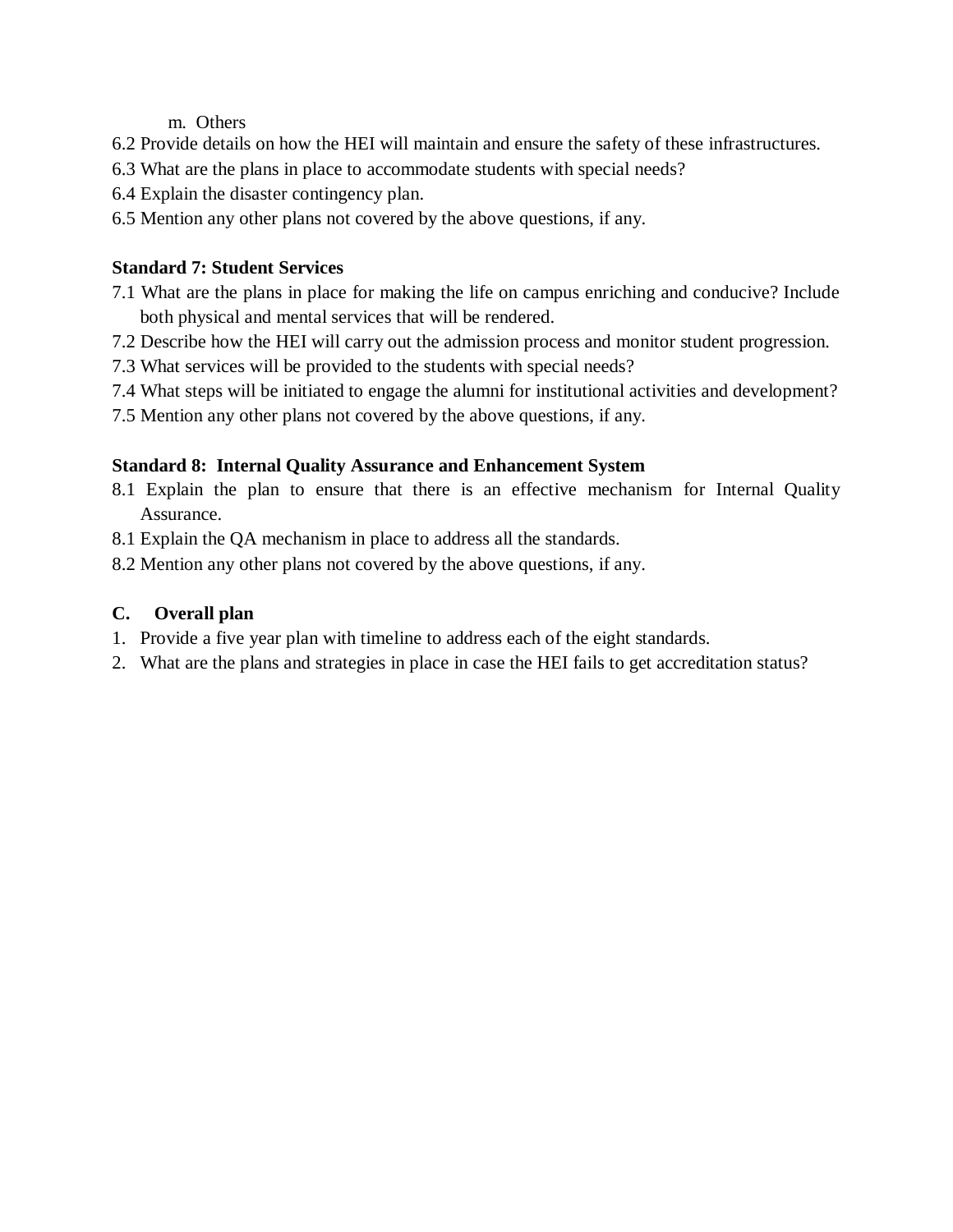m. Others

6.2 Provide details on how the HEI will maintain and ensure the safety of these infrastructures.
6.3 What are the plans in place to accommodate students with special needs?
6.4 Explain the disaster contingency plan.
6.5 Mention any other plans not covered by the above questions, if any.

**Standard 7: Student Services**

7.1 What are the plans in place for making the life on campus enriching and conducive? Include both physical and mental services that will be rendered.
7.2 Describe how the HEI will carry out the admission process and monitor student progression.
7.3 What services will be provided to the students with special needs?
7.4 What steps will be initiated to engage the alumni for institutional activities and development?
7.5 Mention any other plans not covered by the above questions, if any.

**Standard 8: Internal Quality Assurance and Enhancement System**

8.1 Explain the plan to ensure that there is an effective mechanism for Internal Quality Assurance.
8.1 Explain the QA mechanism in place to address all the standards.
8.2 Mention any other plans not covered by the above questions, if any.

**C. Overall plan**

1. Provide a five year plan with timeline to address each of the eight standards.
2. What are the plans and strategies in place in case the HEI fails to get accreditation status?